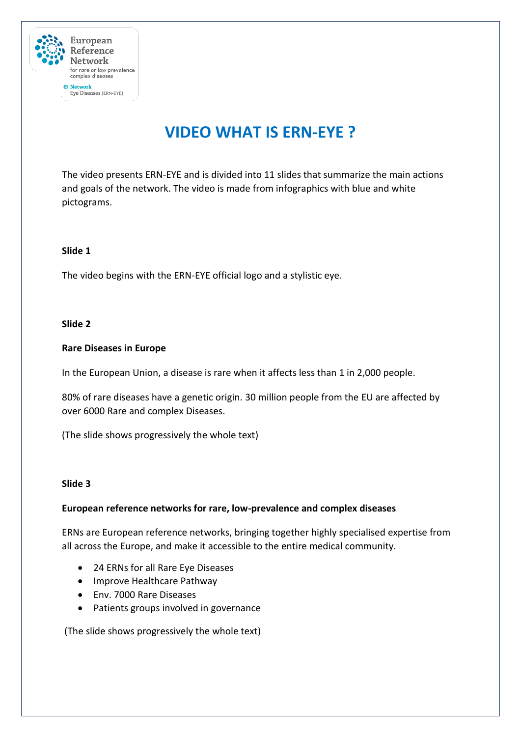European Reference Network for rare or low prevalence complex diseases

Network Eye Diseases (ERN-EYE)

# VIDEO WHAT IS ERN-EYE ?

The video presents ERN-EYE and is divided into 11 slides that summarize the main actions and goals of the network. The video is made from infographics with blue and white pictograms.

**Slide 1**

The video begins with the ERN-EYE official logo and a stylistic eye.

**Slide 2**

**Rare Diseases in Europe**

In the European Union, a disease is rare when it affects less than 1 in 2,000 people.

80% of rare diseases have a genetic origin. 30 million people from the EU are affected by over 6000 Rare and complex Diseases.

(The slide shows progressively the whole text)

**Slide 3**

**European reference networks for rare, low-prevalence and complex diseases**

ERNs are European reference networks, bringing together highly specialised expertise from all across the Europe, and make it accessible to the entire medical community.

- 24 ERNs for all Rare Eye Diseases
- Improve Healthcare Pathway
- Env. 7000 Rare Diseases
- Patients groups involved in governance

(The slide shows progressively the whole text)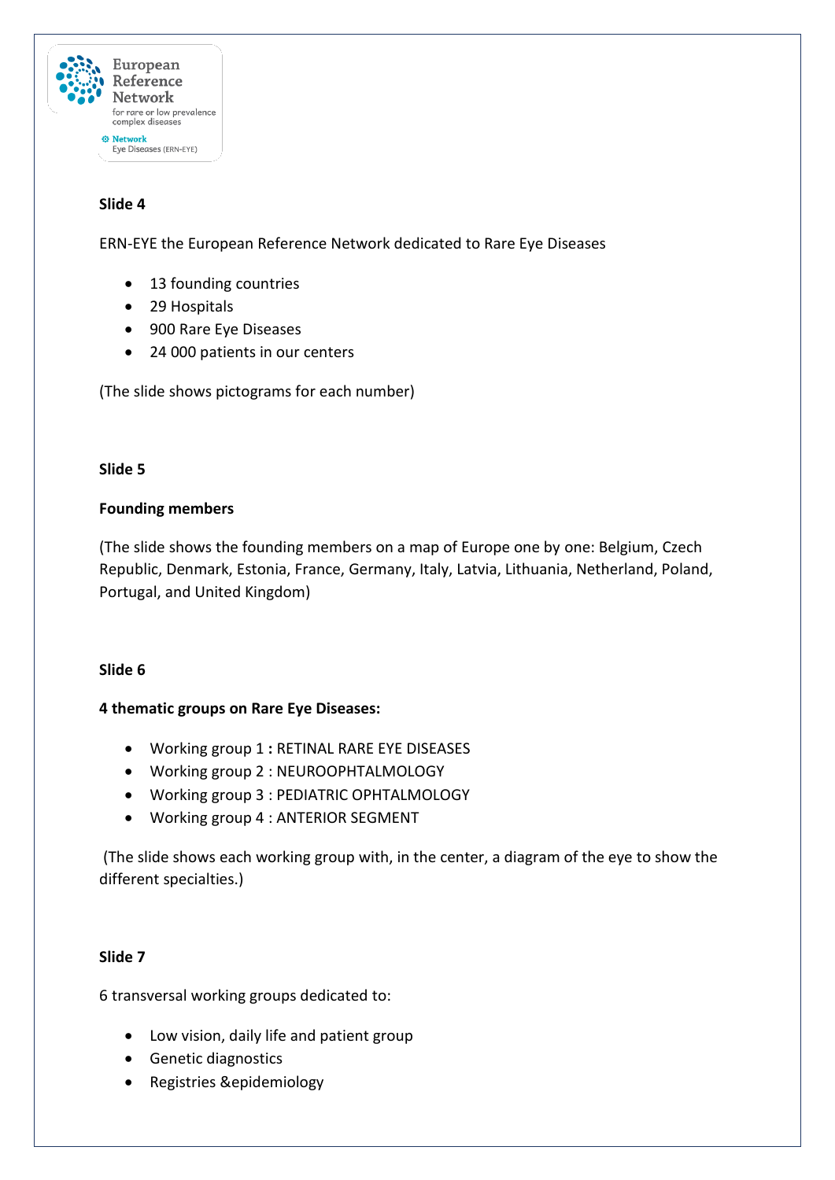**Slide 4**

ERN-EYE the European Reference Network dedicated to Rare Eye Diseases

- 13 founding countries
- 29 Hospitals
- 900 Rare Eye Diseases
- 24 000 patients in our centers

(The slide shows pictograms for each number)

**Slide 5**

**Founding members**

(The slide shows the founding members on a map of Europe one by one: Belgium, Czech Republic, Denmark, Estonia, France, Germany, Italy, Latvia, Lithuania, Netherland, Poland, Portugal, and United Kingdom)

**Slide 6**

**4 thematic groups on Rare Eye Diseases:**

- Working group 1 **:** RETINAL RARE EYE DISEASES
- Working group 2 : NEUROOPHTALMOLOGY
- Working group 3 : PEDIATRIC OPHTALMOLOGY
- Working group 4 : ANTERIOR SEGMENT

(The slide shows each working group with, in the center, a diagram of the eye to show the different specialties.)

**Slide 7**

6 transversal working groups dedicated to:

- Low vision, daily life and patient group
- Genetic diagnostics
- Registries &epidemiology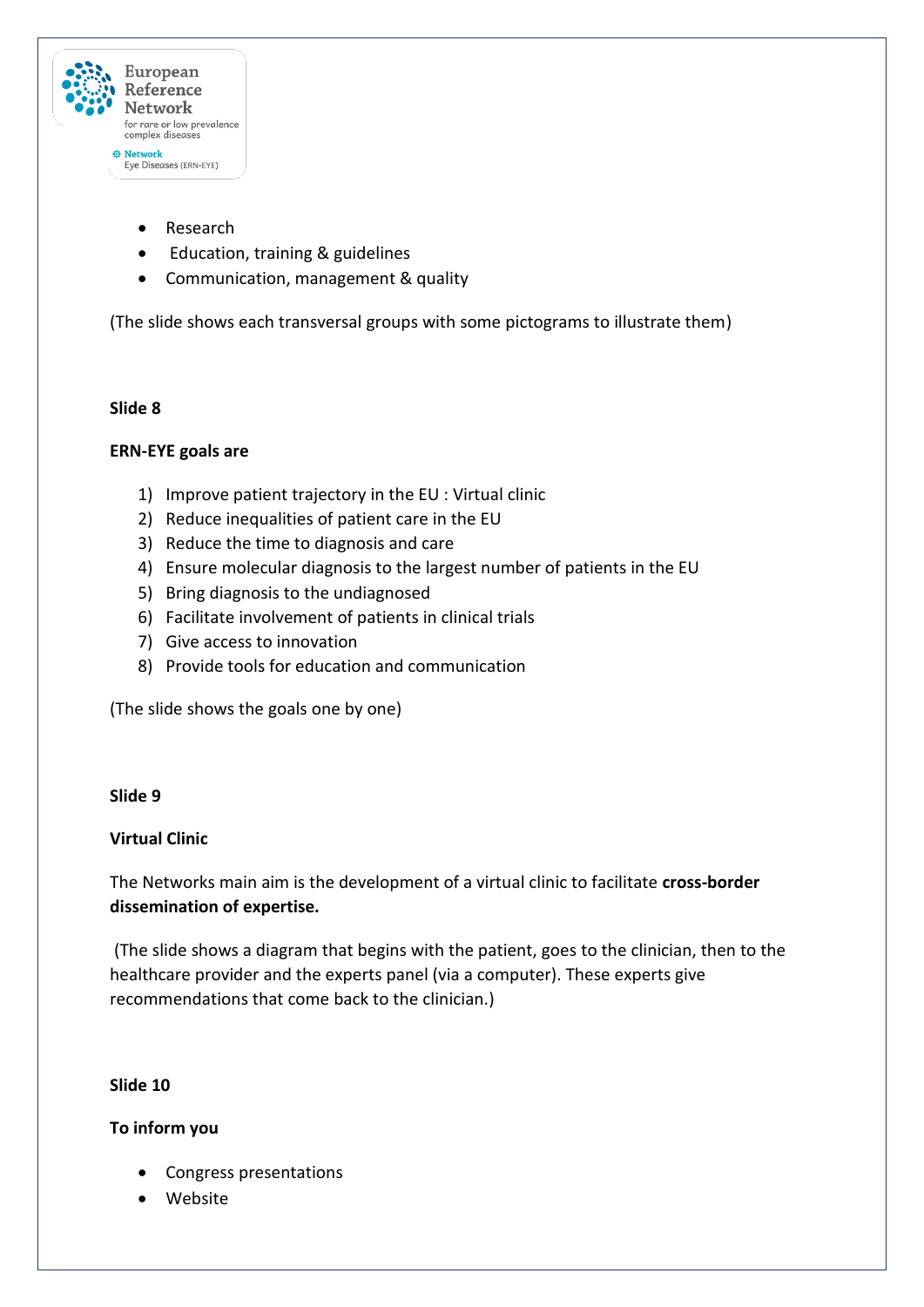- Research
- Education, training & guidelines
- Communication, management & quality

(The slide shows each transversal groups with some pictograms to illustrate them)

**Slide 8**

**ERN-EYE goals are**

1) Improve patient trajectory in the EU : Virtual clinic
2) Reduce inequalities of patient care in the EU
3) Reduce the time to diagnosis and care
4) Ensure molecular diagnosis to the largest number of patients in the EU
5) Bring diagnosis to the undiagnosed
6) Facilitate involvement of patients in clinical trials
7) Give access to innovation
8) Provide tools for education and communication

(The slide shows the goals one by one)

**Slide 9**

**Virtual Clinic**

The Networks main aim is the development of a virtual clinic to facilitate **cross-border dissemination of expertise.**

(The slide shows a diagram that begins with the patient, goes to the clinician, then to the healthcare provider and the experts panel (via a computer). These experts give recommendations that come back to the clinician.)

**Slide 10**

**To inform you**

- Congress presentations
- Website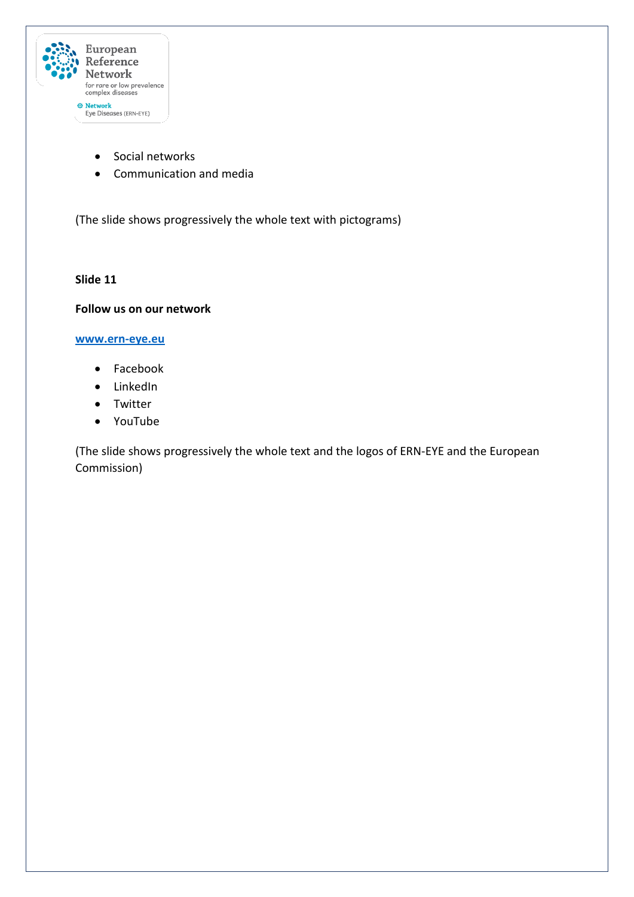- Social networks
- Communication and media

(The slide shows progressively the whole text with pictograms)

**Slide 11**

**Follow us on our network**

**[www.ern-eye.eu](http://www.ern-eye.eu)**

- Facebook
- LinkedIn
- Twitter
- YouTube

(The slide shows progressively the whole text and the logos of ERN-EYE and the European Commission)